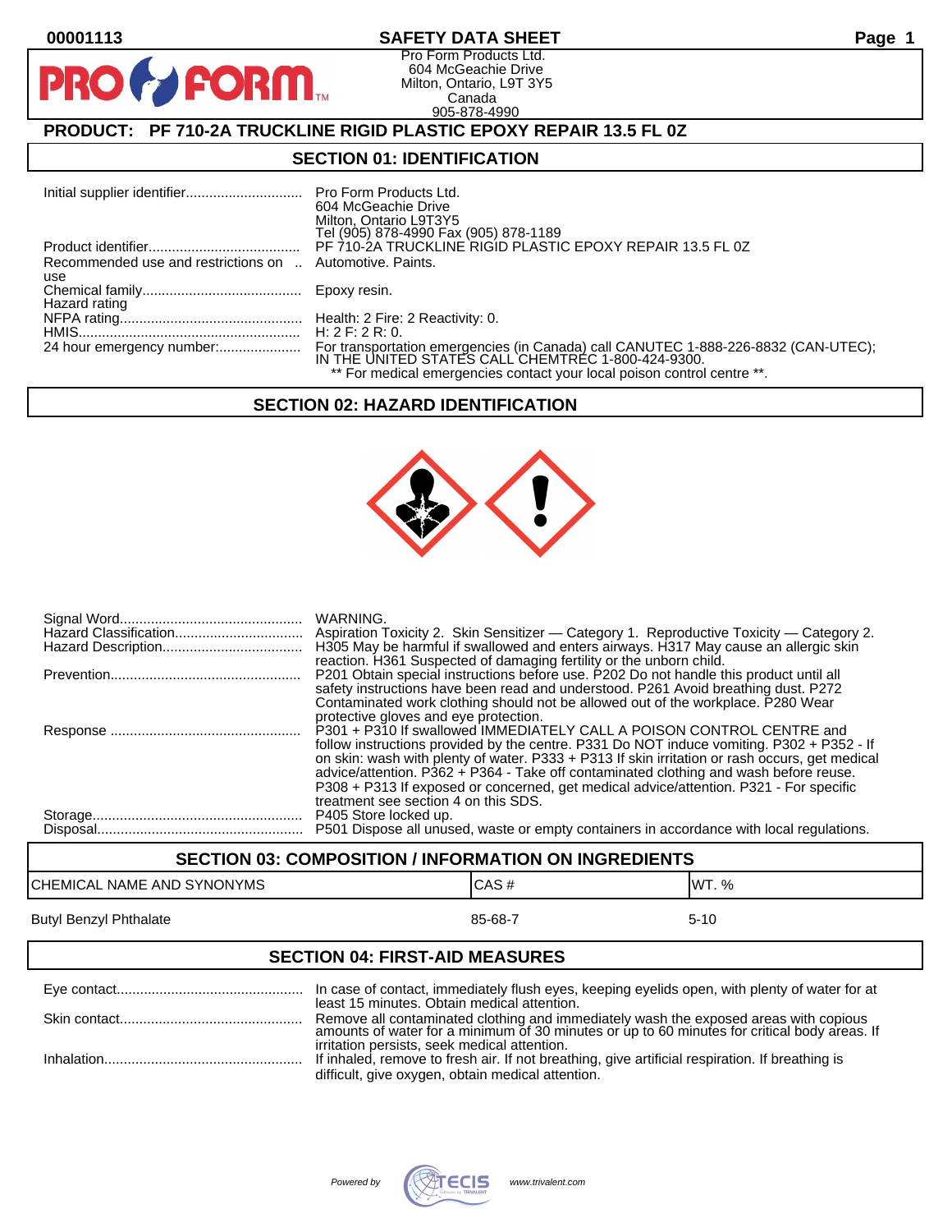00001113

# SAFETY DATA SHEET

Pro Form Products Ltd.
604 McGeachie Drive
Milton, Ontario, L9T 3Y5
Canada
905-878-4990

## PRODUCT: PF 710-2A TRUCKLINE RIGID PLASTIC EPOXY REPAIR 13.5 FL 0Z

## SECTION 01: IDENTIFICATION

| | |
|---|---|
| Initial supplier identifier | Pro Form Products Ltd.<br>604 McGeachie Drive<br>Milton, Ontario L9T3Y5<br>Tel (905) 878-4990 Fax (905) 878-1189 |
| Product identifier | PF 710-2A TRUCKLINE RIGID PLASTIC EPOXY REPAIR 13.5 FL 0Z |
| Recommended use and restrictions on use | Automotive. Paints. |
| Chemical family | Epoxy resin. |
| Hazard rating | |
| NFPA rating | Health: 2 Fire: 2 Reactivity: 0. |
| HMIS | H: 2 F: 2 R: 0. |
| 24 hour emergency number: | For transportation emergencies (in Canada) call CANUTEC 1-888-226-8832 (CAN-UTEC); IN THE UNITED STATES CALL CHEMTREC 1-800-424-9300.<br>** For medical emergencies contact your local poison control centre **. |

## SECTION 02: HAZARD IDENTIFICATION

| | |
|---|---|
| Signal Word | WARNING. |
| Hazard Classification | Aspiration Toxicity 2. Skin Sensitizer — Category 1. Reproductive Toxicity — Category 2. |
| Hazard Description | H305 May be harmful if swallowed and enters airways. H317 May cause an allergic skin reaction. H361 Suspected of damaging fertility or the unborn child. |
| Prevention | P201 Obtain special instructions before use. P202 Do not handle this product until all safety instructions have been read and understood. P261 Avoid breathing dust. P272 Contaminated work clothing should not be allowed out of the workplace. P280 Wear protective gloves and eye protection. |
| Response | P301 + P310 If swallowed IMMEDIATELY CALL A POISON CONTROL CENTRE and follow instructions provided by the centre. P331 Do NOT induce vomiting. P302 + P352 - If on skin: wash with plenty of water. P333 + P313 If skin irritation or rash occurs, get medical advice/attention. P362 + P364 - Take off contaminated clothing and wash before reuse. P308 + P313 If exposed or concerned, get medical advice/attention. P321 - For specific treatment see section 4 on this SDS. |
| Storage | P405 Store locked up. |
| Disposal | P501 Dispose all unused, waste or empty containers in accordance with local regulations. |

## SECTION 03: COMPOSITION / INFORMATION ON INGREDIENTS

| CHEMICAL NAME AND SYNONYMS | CAS # | WT. % |
|---|---|---|
| Butyl Benzyl Phthalate | 85-68-7 | 5-10 |

## SECTION 04: FIRST-AID MEASURES

| | |
|---|---|
| Eye contact | In case of contact, immediately flush eyes, keeping eyelids open, with plenty of water for at least 15 minutes. Obtain medical attention. |
| Skin contact | Remove all contaminated clothing and immediately wash the exposed areas with copious amounts of water for a minimum of 30 minutes or up to 60 minutes for critical body areas. If irritation persists, seek medical attention. |
| Inhalation | If inhaled, remove to fresh air. If not breathing, give artificial respiration. If breathing is difficult, give oxygen, obtain medical attention. |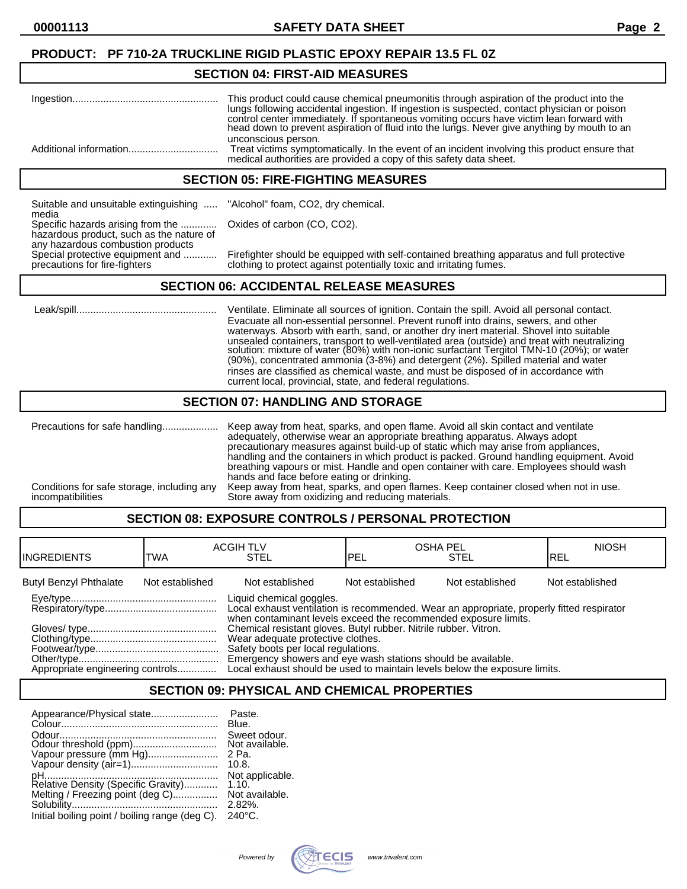**PRODUCT: PF 710-2A TRUCKLINE RIGID PLASTIC EPOXY REPAIR 13.5 FL 0Z**

## SECTION 04: FIRST-AID MEASURES

Ingestion.................................................... This product could cause chemical pneumonitis through aspiration of the product into the lungs following accidental ingestion. If ingestion is suspected, contact physician or poison control center immediately. If spontaneous vomiting occurs have victim lean forward with head down to prevent aspiration of fluid into the lungs. Never give anything by mouth to an unconscious person.

Additional information................................ Treat victims symptomatically. In the event of an incident involving this product ensure that medical authorities are provided a copy of this safety data sheet.

## SECTION 05: FIRE-FIGHTING MEASURES

Suitable and unsuitable extinguishing ..... media "Alcohol" foam, CO2, dry chemical.

Specific hazards arising from the ............. hazardous product, such as the nature of any hazardous combustion products Oxides of carbon (CO, CO2).

Special protective equipment and ............ precautions for fire-fighters Firefighter should be equipped with self-contained breathing apparatus and full protective clothing to protect against potentially toxic and irritating fumes.

## SECTION 06: ACCIDENTAL RELEASE MEASURES

Leak/spill.................................................. Ventilate. Eliminate all sources of ignition. Contain the spill. Avoid all personal contact. Evacuate all non-essential personnel. Prevent runoff into drains, sewers, and other waterways. Absorb with earth, sand, or another dry inert material. Shovel into suitable unsealed containers, transport to well-ventilated area (outside) and treat with neutralizing solution: mixture of water (80%) with non-ionic surfactant Tergitol TMN-10 (20%); or water (90%), concentrated ammonia (3-8%) and detergent (2%). Spilled material and water rinses are classified as chemical waste, and must be disposed of in accordance with current local, provincial, state, and federal regulations.

## SECTION 07: HANDLING AND STORAGE

Precautions for safe handling.................... Keep away from heat, sparks, and open flame. Avoid all skin contact and ventilate adequately, otherwise wear an appropriate breathing apparatus. Always adopt precautionary measures against build-up of static which may arise from appliances, handling and the containers in which product is packed. Ground handling equipment. Avoid breathing vapours or mist. Handle and open container with care. Employees should wash hands and face before eating or drinking.

Conditions for safe storage, including any incompatibilities Keep away from heat, sparks, and open flames. Keep container closed when not in use. Store away from oxidizing and reducing materials.

## SECTION 08: EXPOSURE CONTROLS / PERSONAL PROTECTION

| INGREDIENTS | ACGIH TLV TWA | ACGIH TLV STEL | OSHA PEL PEL | OSHA PEL STEL | NIOSH REL |
|---|---|---|---|---|---|
| Butyl Benzyl Phthalate | Not established | Not established | Not established | Not established | Not established |

Eye/type.................................................... Liquid chemical goggles.

Respiratory/type........................................ Local exhaust ventilation is recommended. Wear an appropriate, properly fitted respirator when contaminant levels exceed the recommended exposure limits.

Gloves/ type.............................................. Chemical resistant gloves. Butyl rubber. Nitrile rubber. Vitron.

Clothing/type............................................. Wear adequate protective clothes.

Footwear/type............................................ Safety boots per local regulations.

Other/type.................................................. Emergency showers and eye wash stations should be available.

Appropriate engineering controls.............. Local exhaust should be used to maintain levels below the exposure limits.

## SECTION 09: PHYSICAL AND CHEMICAL PROPERTIES

Appearance/Physical state........................ Paste.
Colour........................................................ Blue.
Odour......................................................... Sweet odour.
Odour threshold (ppm).............................. Not available.
Vapour pressure (mm Hg)......................... 2 Pa.
Vapour density (air=1)............................... 10.8.
pH.............................................................. Not applicable.
Relative Density (Specific Gravity)............ 1.10.
Melting / Freezing point (deg C)................ Not available.
Solubility.................................................... 2.82%.
Initial boiling point / boiling range (deg C). 240°C.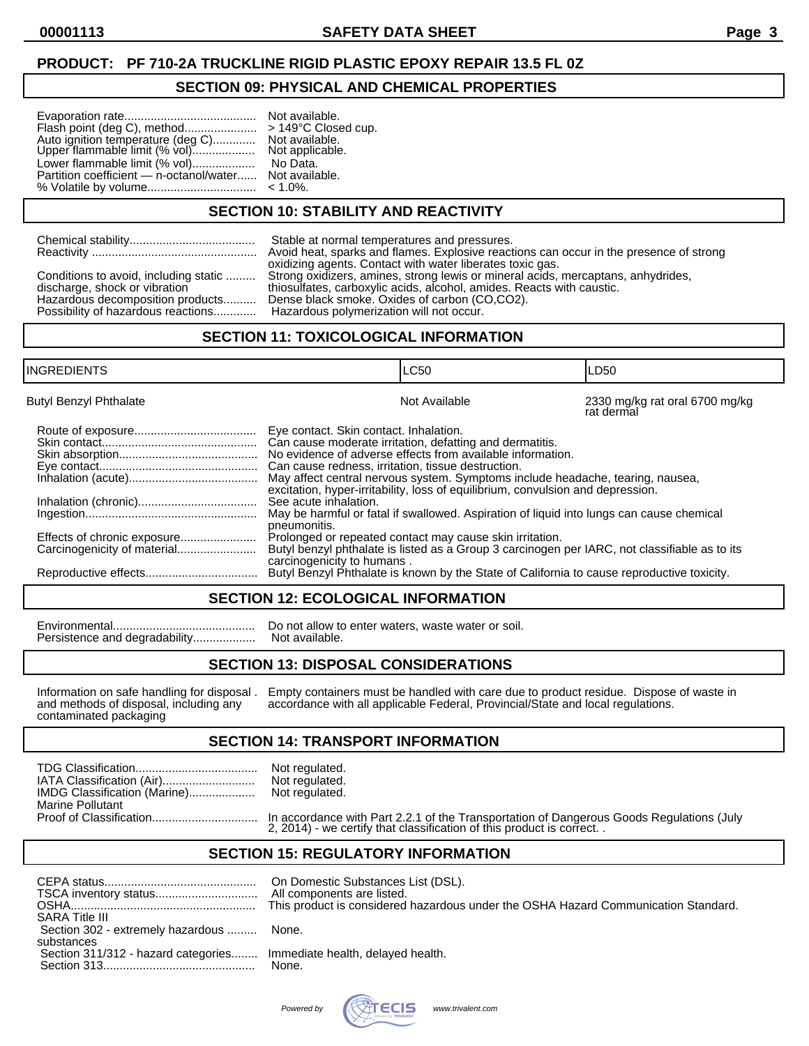**PRODUCT: PF 710-2A TRUCKLINE RIGID PLASTIC EPOXY REPAIR 13.5 FL 0Z**

## SECTION 09: PHYSICAL AND CHEMICAL PROPERTIES

| | |
|---|---|
| Evaporation rate | Not available. |
| Flash point (deg C), method | > 149°C Closed cup. |
| Auto ignition temperature (deg C) | Not available. |
| Upper flammable limit (% vol) | Not applicable. |
| Lower flammable limit (% vol) | No Data. |
| Partition coefficient — n-octanol/water | Not available. |
| % Volatile by volume | < 1.0%. |

## SECTION 10: STABILITY AND REACTIVITY

| | |
|---|---|
| Chemical stability | Stable at normal temperatures and pressures. |
| Reactivity | Avoid heat, sparks and flames. Explosive reactions can occur in the presence of strong oxidizing agents. Contact with water liberates toxic gas. |
| Conditions to avoid, including static discharge, shock or vibration | Strong oxidizers, amines, strong lewis or mineral acids, mercaptans, anhydrides, thiosulfates, carboxylic acids, alcohol, amides. Reacts with caustic. |
| Hazardous decomposition products | Dense black smoke. Oxides of carbon (CO,CO2). |
| Possibility of hazardous reactions | Hazardous polymerization will not occur. |

## SECTION 11: TOXICOLOGICAL INFORMATION

| INGREDIENTS | LC50 | LD50 |
|---|---|---|
| Butyl Benzyl Phthalate | Not Available | 2330 mg/kg rat oral 6700 mg/kg rat dermal |

| | |
|---|---|
| Route of exposure | Eye contact. Skin contact. Inhalation. |
| Skin contact | Can cause moderate irritation, defatting and dermatitis. |
| Skin absorption | No evidence of adverse effects from available information. |
| Eye contact | Can cause redness, irritation, tissue destruction. |
| Inhalation (acute) | May affect central nervous system. Symptoms include headache, tearing, nausea, excitation, hyper-irritability, loss of equilibrium, convulsion and depression. |
| Inhalation (chronic) | See acute inhalation. |
| Ingestion | May be harmful or fatal if swallowed. Aspiration of liquid into lungs can cause chemical pneumonitis. |
| Effects of chronic exposure | Prolonged or repeated contact may cause skin irritation. |
| Carcinogenicity of material | Butyl benzyl phthalate is listed as a Group 3 carcinogen per IARC, not classifiable as to its carcinogenicity to humans . |
| Reproductive effects | Butyl Benzyl Phthalate is known by the State of California to cause reproductive toxicity. |

## SECTION 12: ECOLOGICAL INFORMATION

| | |
|---|---|
| Environmental | Do not allow to enter waters, waste water or soil. |
| Persistence and degradability | Not available. |

## SECTION 13: DISPOSAL CONSIDERATIONS

| | |
|---|---|
| Information on safe handling for disposal and methods of disposal, including any contaminated packaging | Empty containers must be handled with care due to product residue. Dispose of waste in accordance with all applicable Federal, Provincial/State and local regulations. |

## SECTION 14: TRANSPORT INFORMATION

| | |
|---|---|
| TDG Classification | Not regulated. |
| IATA Classification (Air) | Not regulated. |
| IMDG Classification (Marine) | Not regulated. |
| Marine Pollutant | |
| Proof of Classification | In accordance with Part 2.2.1 of the Transportation of Dangerous Goods Regulations (July 2, 2014) - we certify that classification of this product is correct. . |

## SECTION 15: REGULATORY INFORMATION

| | |
|---|---|
| CEPA status | On Domestic Substances List (DSL). |
| TSCA inventory status | All components are listed. |
| OSHA | This product is considered hazardous under the OSHA Hazard Communication Standard. |
| SARA Title III | |
| Section 302 - extremely hazardous substances | None. |
| Section 311/312 - hazard categories | Immediate health, delayed health. |
| Section 313 | None. |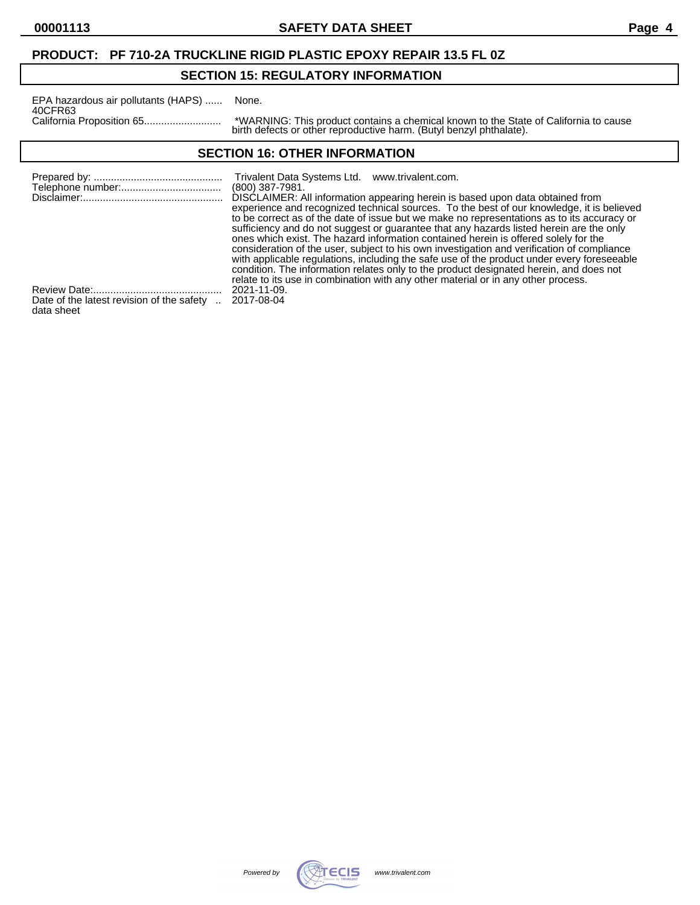**PRODUCT: PF 710-2A TRUCKLINE RIGID PLASTIC EPOXY REPAIR 13.5 FL 0Z**

## SECTION 15: REGULATORY INFORMATION

| | |
|---|---|
| EPA hazardous air pollutants (HAPS) 40CFR63 | None. |
| California Proposition 65 | *WARNING: This product contains a chemical known to the State of California to cause birth defects or other reproductive harm. (Butyl benzyl phthalate). |

## SECTION 16: OTHER INFORMATION

| | |
|---|---|
| Prepared by: | Trivalent Data Systems Ltd. www.trivalent.com. |
| Telephone number: | (800) 387-7981. |
| Disclaimer: | DISCLAIMER: All information appearing herein is based upon data obtained from experience and recognized technical sources. To the best of our knowledge, it is believed to be correct as of the date of issue but we make no representations as to its accuracy or sufficiency and do not suggest or guarantee that any hazards listed herein are the only ones which exist. The hazard information contained herein is offered solely for the consideration of the user, subject to his own investigation and verification of compliance with applicable regulations, including the safe use of the product under every foreseeable condition. The information relates only to the product designated herein, and does not relate to its use in combination with any other material or in any other process. |
| Review Date: | 2021-11-09. |
| Date of the latest revision of the safety data sheet | 2017-08-04 |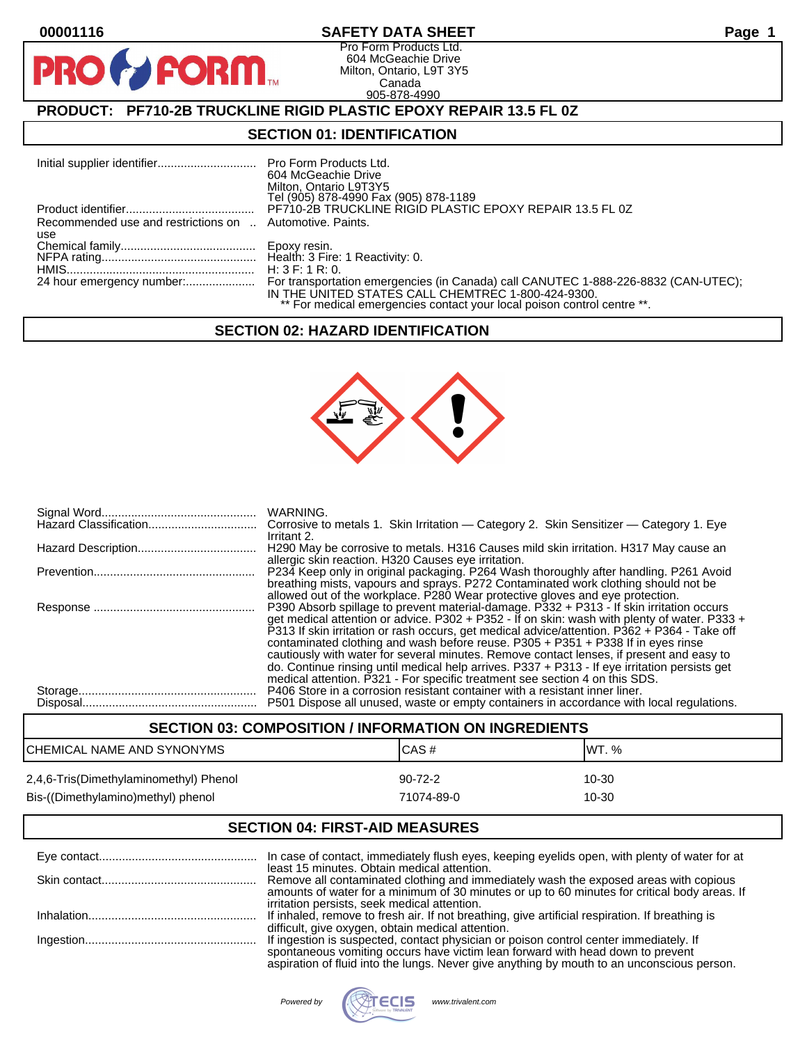00001116

# SAFETY DATA SHEET

Pro Form Products Ltd.
604 McGeachie Drive
Milton, Ontario, L9T 3Y5
Canada
905-878-4990

## PRODUCT: PF710-2B TRUCKLINE RIGID PLASTIC EPOXY REPAIR 13.5 FL 0Z

## SECTION 01: IDENTIFICATION

| | |
|---|---|
| Initial supplier identifier | Pro Form Products Ltd.<br>604 McGeachie Drive<br>Milton, Ontario L9T3Y5<br>Tel (905) 878-4990 Fax (905) 878-1189 |
| Product identifier | PF710-2B TRUCKLINE RIGID PLASTIC EPOXY REPAIR 13.5 FL 0Z |
| Recommended use and restrictions on use | Automotive. Paints. |
| Chemical family | Epoxy resin. |
| NFPA rating | Health: 3 Fire: 1 Reactivity: 0. |
| HMIS | H: 3 F: 1 R: 0. |
| 24 hour emergency number: | For transportation emergencies (in Canada) call CANUTEC 1-888-226-8832 (CAN-UTEC); IN THE UNITED STATES CALL CHEMTREC 1-800-424-9300.<br>** For medical emergencies contact your local poison control centre **. |

## SECTION 02: HAZARD IDENTIFICATION

| | |
|---|---|
| Signal Word | WARNING. |
| Hazard Classification | Corrosive to metals 1. Skin Irritation — Category 2. Skin Sensitizer — Category 1. Eye Irritant 2. |
| Hazard Description | H290 May be corrosive to metals. H316 Causes mild skin irritation. H317 May cause an allergic skin reaction. H320 Causes eye irritation. |
| Prevention | P234 Keep only in original packaging. P264 Wash thoroughly after handling. P261 Avoid breathing mists, vapours and sprays. P272 Contaminated work clothing should not be allowed out of the workplace. P280 Wear protective gloves and eye protection. |
| Response | P390 Absorb spillage to prevent material-damage. P332 + P313 - If skin irritation occurs get medical attention or advice. P302 + P352 - If on skin: wash with plenty of water. P333 + P313 If skin irritation or rash occurs, get medical advice/attention. P362 + P364 - Take off contaminated clothing and wash before reuse. P305 + P351 + P338 If in eyes rinse cautiously with water for several minutes. Remove contact lenses, if present and easy to do. Continue rinsing until medical help arrives. P337 + P313 - If eye irritation persists get medical attention. P321 - For specific treatment see section 4 on this SDS. |
| Storage | P406 Store in a corrosion resistant container with a resistant inner liner. |
| Disposal | P501 Dispose all unused, waste or empty containers in accordance with local regulations. |

## SECTION 03: COMPOSITION / INFORMATION ON INGREDIENTS

| CHEMICAL NAME AND SYNONYMS | CAS # | WT. % |
|---|---|---|
| 2,4,6-Tris(Dimethylaminomethyl) Phenol | 90-72-2 | 10-30 |
| Bis-((Dimethylamino)methyl) phenol | 71074-89-0 | 10-30 |

## SECTION 04: FIRST-AID MEASURES

| | |
|---|---|
| Eye contact | In case of contact, immediately flush eyes, keeping eyelids open, with plenty of water for at least 15 minutes. Obtain medical attention. |
| Skin contact | Remove all contaminated clothing and immediately wash the exposed areas with copious amounts of water for a minimum of 30 minutes or up to 60 minutes for critical body areas. If irritation persists, seek medical attention. |
| Inhalation | If inhaled, remove to fresh air. If not breathing, give artificial respiration. If breathing is difficult, give oxygen, obtain medical attention. |
| Ingestion | If ingestion is suspected, contact physician or poison control center immediately. If spontaneous vomiting occurs have victim lean forward with head down to prevent aspiration of fluid into the lungs. Never give anything by mouth to an unconscious person. |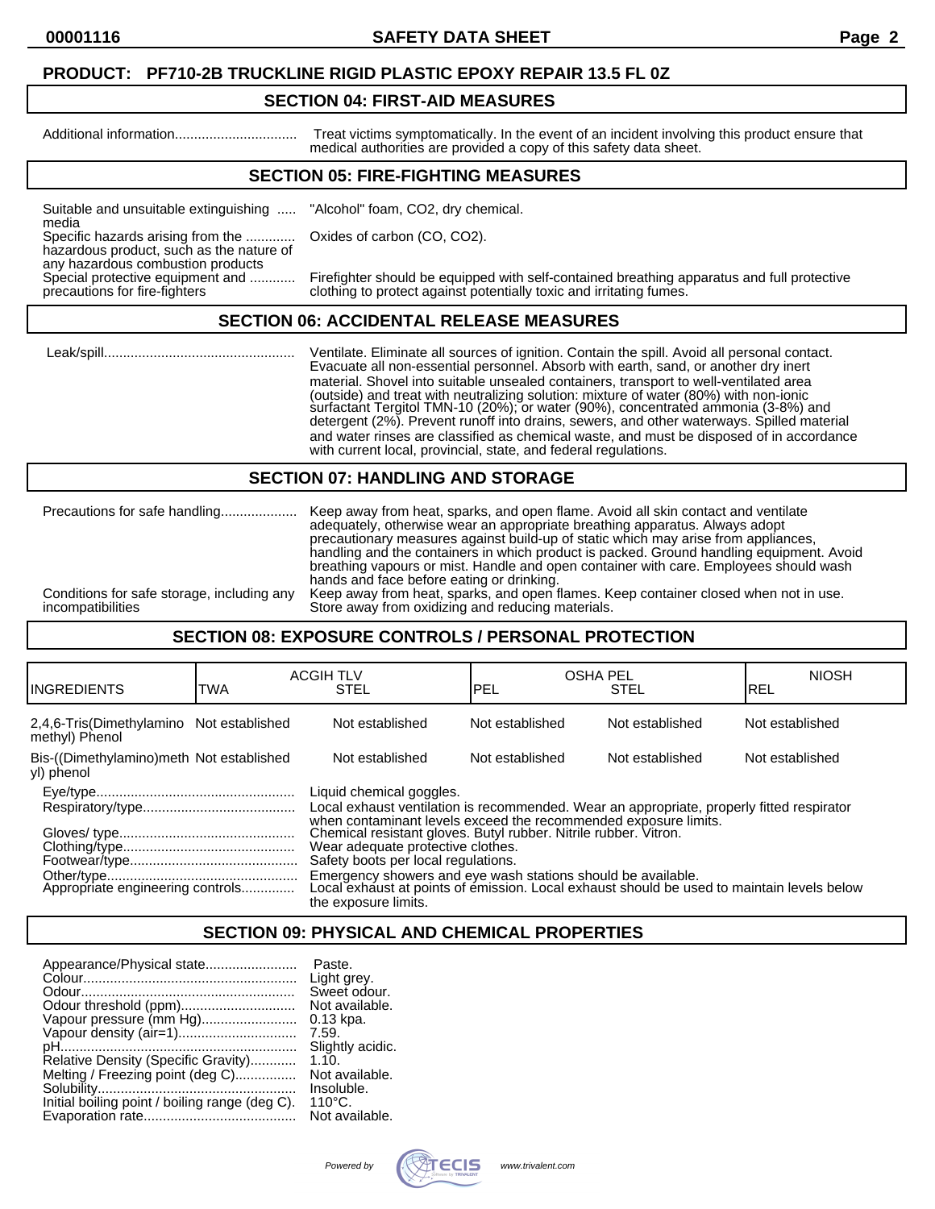**PRODUCT: PF710-2B TRUCKLINE RIGID PLASTIC EPOXY REPAIR 13.5 FL 0Z**

## SECTION 04: FIRST-AID MEASURES

Additional information................................ Treat victims symptomatically. In the event of an incident involving this product ensure that medical authorities are provided a copy of this safety data sheet.

## SECTION 05: FIRE-FIGHTING MEASURES

Suitable and unsuitable extinguishing ..... media "Alcohol" foam, $CO_2$, dry chemical.

Specific hazards arising from the ............ hazardous product, such as the nature of any hazardous combustion products Oxides of carbon (CO, $CO_2$).

Special protective equipment and ........... precautions for fire-fighters Firefighter should be equipped with self-contained breathing apparatus and full protective clothing to protect against potentially toxic and irritating fumes.

## SECTION 06: ACCIDENTAL RELEASE MEASURES

Leak/spill.................................................. Ventilate. Eliminate all sources of ignition. Contain the spill. Avoid all personal contact. Evacuate all non-essential personnel. Absorb with earth, sand, or another dry inert material. Shovel into suitable unsealed containers, transport to well-ventilated area (outside) and treat with neutralizing solution: mixture of water (80%) with non-ionic surfactant Tergitol TMN-10 (20%); or water (90%), concentrated ammonia (3-8%) and detergent (2%). Prevent runoff into drains, sewers, and other waterways. Spilled material and water rinses are classified as chemical waste, and must be disposed of in accordance with current local, provincial, state, and federal regulations.

## SECTION 07: HANDLING AND STORAGE

Precautions for safe handling.................... Keep away from heat, sparks, and open flame. Avoid all skin contact and ventilate adequately, otherwise wear an appropriate breathing apparatus. Always adopt precautionary measures against build-up of static which may arise from appliances, handling and the containers in which product is packed. Ground handling equipment. Avoid breathing vapours or mist. Handle and open container with care. Employees should wash hands and face before eating or drinking.

Conditions for safe storage, including any incompatibilities Keep away from heat, sparks, and open flames. Keep container closed when not in use. Store away from oxidizing and reducing materials.

## SECTION 08: EXPOSURE CONTROLS / PERSONAL PROTECTION

| INGREDIENTS | ACGIH TLV TWA | ACGIH TLV STEL | OSHA PEL PEL | OSHA PEL STEL | NIOSH REL |
|---|---|---|---|---|---|
| 2,4,6-Tris(Dimethylamino methyl) Phenol | Not established | Not established | Not established | Not established | Not established |
| Bis-((Dimethylamino)methyl) phenol | Not established | Not established | Not established | Not established | Not established |

Eye/type.................................................... Liquid chemical goggles.

Respiratory/type........................................ Local exhaust ventilation is recommended. Wear an appropriate, properly fitted respirator when contaminant levels exceed the recommended exposure limits.

Gloves/ type.............................................. Chemical resistant gloves. Butyl rubber. Nitrile rubber. Vitron.

Clothing/type............................................. Wear adequate protective clothes.

Footwear/type............................................ Safety boots per local regulations.

Other/type.................................................. Emergency showers and eye wash stations should be available.

Appropriate engineering controls.............. Local exhaust at points of emission. Local exhaust should be used to maintain levels below the exposure limits.

## SECTION 09: PHYSICAL AND CHEMICAL PROPERTIES

Appearance/Physical state........................ Paste.
Colour......................................................... Light grey.
Odour.......................................................... Sweet odour.
Odour threshold (ppm).............................. Not available.
Vapour pressure (mm Hg)......................... 0.13 kpa.
Vapour density (air=1)............................... 7.59.
pH............................................................... Slightly acidic.
Relative Density (Specific Gravity)............ 1.10.
Melting / Freezing point (deg C)................ Not available.
Solubility.................................................... Insoluble.
Initial boiling point / boiling range (deg C). 110°C.
Evaporation rate........................................ Not available.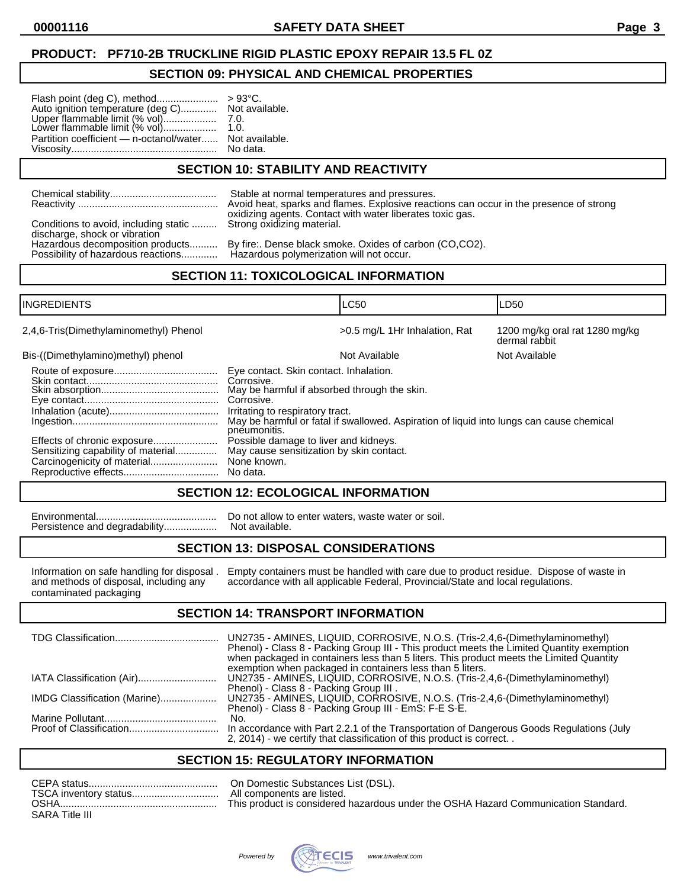**PRODUCT: PF710-2B TRUCKLINE RIGID PLASTIC EPOXY REPAIR 13.5 FL 0Z**

## SECTION 09: PHYSICAL AND CHEMICAL PROPERTIES

| | |
|---|---|
| Flash point (deg C), method | > 93°C. |
| Auto ignition temperature (deg C) | Not available. |
| Upper flammable limit (% vol) | 7.0. |
| Lower flammable limit (% vol) | 1.0. |
| Partition coefficient — n-octanol/water | Not available. |
| Viscosity | No data. |

## SECTION 10: STABILITY AND REACTIVITY

| | |
|---|---|
| Chemical stability | Stable at normal temperatures and pressures. |
| Reactivity | Avoid heat, sparks and flames. Explosive reactions can occur in the presence of strong oxidizing agents. Contact with water liberates toxic gas. |
| Conditions to avoid, including static discharge, shock or vibration | Strong oxidizing material. |
| Hazardous decomposition products | By fire:. Dense black smoke. Oxides of carbon (CO,CO2). |
| Possibility of hazardous reactions | Hazardous polymerization will not occur. |

## SECTION 11: TOXICOLOGICAL INFORMATION

| INGREDIENTS | LC50 | LD50 |
|---|---|---|
| 2,4,6-Tris(Dimethylaminomethyl) Phenol | >0.5 mg/L 1Hr Inhalation, Rat | 1200 mg/kg oral rat 1280 mg/kg dermal rabbit |
| Bis-((Dimethylamino)methyl) phenol | Not Available | Not Available |

| | |
|---|---|
| Route of exposure | Eye contact. Skin contact. Inhalation. |
| Skin contact | Corrosive. |
| Skin absorption | May be harmful if absorbed through the skin. |
| Eye contact | Corrosive. |
| Inhalation (acute) | Irritating to respiratory tract. |
| Ingestion | May be harmful or fatal if swallowed. Aspiration of liquid into lungs can cause chemical pneumonitis. |
| Effects of chronic exposure | Possible damage to liver and kidneys. |
| Sensitizing capability of material | May cause sensitization by skin contact. |
| Carcinogenicity of material | None known. |
| Reproductive effects | No data. |

## SECTION 12: ECOLOGICAL INFORMATION

| | |
|---|---|
| Environmental | Do not allow to enter waters, waste water or soil. |
| Persistence and degradability | Not available. |

## SECTION 13: DISPOSAL CONSIDERATIONS

| | |
|---|---|
| Information on safe handling for disposal and methods of disposal, including any contaminated packaging | Empty containers must be handled with care due to product residue. Dispose of waste in accordance with all applicable Federal, Provincial/State and local regulations. |

## SECTION 14: TRANSPORT INFORMATION

| | |
|---|---|
| TDG Classification | UN2735 - AMINES, LIQUID, CORROSIVE, N.O.S. (Tris-2,4,6-(Dimethylaminomethyl) Phenol) - Class 8 - Packing Group III - This product meets the Limited Quantity exemption when packaged in containers less than 5 liters. This product meets the Limited Quantity exemption when packaged in containers less than 5 liters. |
| IATA Classification (Air) | UN2735 - AMINES, LIQUID, CORROSIVE, N.O.S. (Tris-2,4,6-(Dimethylaminomethyl) Phenol) - Class 8 - Packing Group III . |
| IMDG Classification (Marine) | UN2735 - AMINES, LIQUID, CORROSIVE, N.O.S. (Tris-2,4,6-(Dimethylaminomethyl) Phenol) - Class 8 - Packing Group III - EmS: F-E S-E. |
| Marine Pollutant | No. |
| Proof of Classification | In accordance with Part 2.2.1 of the Transportation of Dangerous Goods Regulations (July 2, 2014) - we certify that classification of this product is correct. . |

## SECTION 15: REGULATORY INFORMATION

| | |
|---|---|
| CEPA status | On Domestic Substances List (DSL). |
| TSCA inventory status | All components are listed. |
| OSHA | This product is considered hazardous under the OSHA Hazard Communication Standard. |
| SARA Title III | |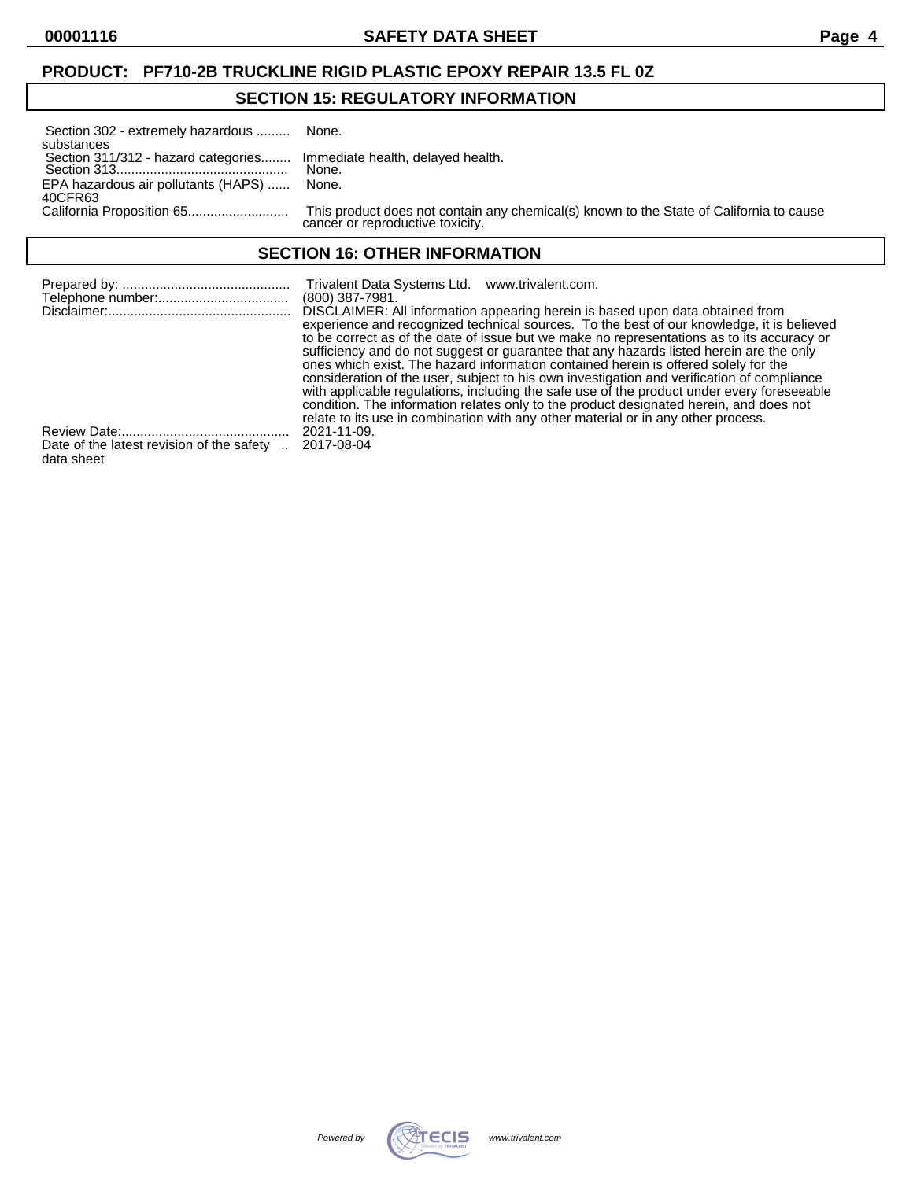**PRODUCT: PF710-2B TRUCKLINE RIGID PLASTIC EPOXY REPAIR 13.5 FL 0Z**

## SECTION 15: REGULATORY INFORMATION

| | |
|---|---|
| Section 302 - extremely hazardous substances | None. |
| Section 311/312 - hazard categories | Immediate health, delayed health. |
| Section 313 | None. |
| EPA hazardous air pollutants (HAPS) 40CFR63 | None. |
| California Proposition 65 | This product does not contain any chemical(s) known to the State of California to cause cancer or reproductive toxicity. |

## SECTION 16: OTHER INFORMATION

| | |
|---|---|
| Prepared by: | Trivalent Data Systems Ltd. www.trivalent.com. |
| Telephone number: | (800) 387-7981. |
| Disclaimer: | DISCLAIMER: All information appearing herein is based upon data obtained from experience and recognized technical sources. To the best of our knowledge, it is believed to be correct as of the date of issue but we make no representations as to its accuracy or sufficiency and do not suggest or guarantee that any hazards listed herein are the only ones which exist. The hazard information contained herein is offered solely for the consideration of the user, subject to his own investigation and verification of compliance with applicable regulations, including the safe use of the product under every foreseeable condition. The information relates only to the product designated herein, and does not relate to its use in combination with any other material or in any other process. |
| Review Date: | 2021-11-09. |
| Date of the latest revision of the safety data sheet | 2017-08-04 |